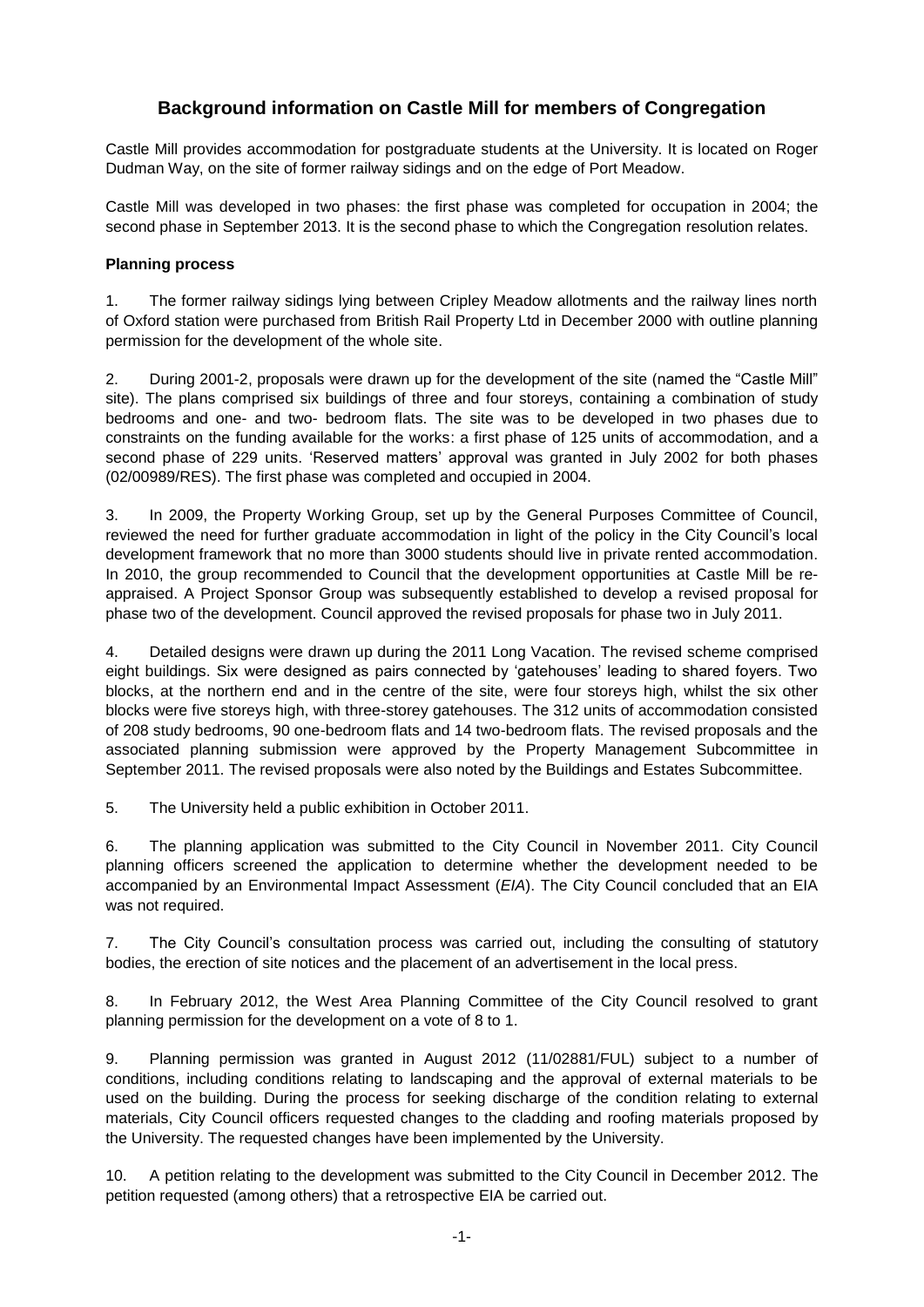# Background information on Castle Mill for members of Congregation

Castle Mill provides accommodation for postgraduate students at the University. It is located on Roger Dudman Way, on the site of former railway sidings and on the edge of Port Meadow.

Castle Mill was developed in two phases: the first phase was completed for occupation in 2004; the second phase in September 2013. It is the second phase to which the Congregation resolution relates.

**Planning process**

1. The former railway sidings lying between Cripley Meadow allotments and the railway lines north of Oxford station were purchased from British Rail Property Ltd in December 2000 with outline planning permission for the development of the whole site.

2. During 2001-2, proposals were drawn up for the development of the site (named the "Castle Mill" site). The plans comprised six buildings of three and four storeys, containing a combination of study bedrooms and one- and two- bedroom flats. The site was to be developed in two phases due to constraints on the funding available for the works: a first phase of 125 units of accommodation, and a second phase of 229 units. 'Reserved matters' approval was granted in July 2002 for both phases (02/00989/RES). The first phase was completed and occupied in 2004.

3. In 2009, the Property Working Group, set up by the General Purposes Committee of Council, reviewed the need for further graduate accommodation in light of the policy in the City Council's local development framework that no more than 3000 students should live in private rented accommodation. In 2010, the group recommended to Council that the development opportunities at Castle Mill be re-appraised. A Project Sponsor Group was subsequently established to develop a revised proposal for phase two of the development. Council approved the revised proposals for phase two in July 2011.

4. Detailed designs were drawn up during the 2011 Long Vacation. The revised scheme comprised eight buildings. Six were designed as pairs connected by 'gatehouses' leading to shared foyers. Two blocks, at the northern end and in the centre of the site, were four storeys high, whilst the six other blocks were five storeys high, with three-storey gatehouses. The 312 units of accommodation consisted of 208 study bedrooms, 90 one-bedroom flats and 14 two-bedroom flats. The revised proposals and the associated planning submission were approved by the Property Management Subcommittee in September 2011. The revised proposals were also noted by the Buildings and Estates Subcommittee.

5. The University held a public exhibition in October 2011.

6. The planning application was submitted to the City Council in November 2011. City Council planning officers screened the application to determine whether the development needed to be accompanied by an Environmental Impact Assessment (*EIA*). The City Council concluded that an EIA was not required.

7. The City Council's consultation process was carried out, including the consulting of statutory bodies, the erection of site notices and the placement of an advertisement in the local press.

8. In February 2012, the West Area Planning Committee of the City Council resolved to grant planning permission for the development on a vote of 8 to 1.

9. Planning permission was granted in August 2012 (11/02881/FUL) subject to a number of conditions, including conditions relating to landscaping and the approval of external materials to be used on the building. During the process for seeking discharge of the condition relating to external materials, City Council officers requested changes to the cladding and roofing materials proposed by the University. The requested changes have been implemented by the University.

10. A petition relating to the development was submitted to the City Council in December 2012. The petition requested (among others) that a retrospective EIA be carried out.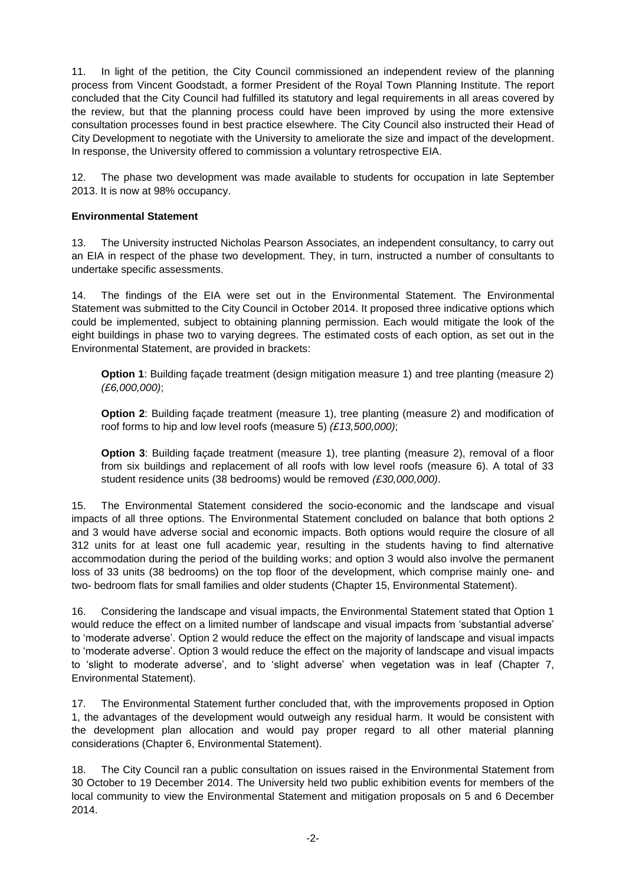11. In light of the petition, the City Council commissioned an independent review of the planning process from Vincent Goodstadt, a former President of the Royal Town Planning Institute. The report concluded that the City Council had fulfilled its statutory and legal requirements in all areas covered by the review, but that the planning process could have been improved by using the more extensive consultation processes found in best practice elsewhere. The City Council also instructed their Head of City Development to negotiate with the University to ameliorate the size and impact of the development. In response, the University offered to commission a voluntary retrospective EIA.

12. The phase two development was made available to students for occupation in late September 2013. It is now at 98% occupancy.

**Environmental Statement**

13. The University instructed Nicholas Pearson Associates, an independent consultancy, to carry out an EIA in respect of the phase two development. They, in turn, instructed a number of consultants to undertake specific assessments.

14. The findings of the EIA were set out in the Environmental Statement. The Environmental Statement was submitted to the City Council in October 2014. It proposed three indicative options which could be implemented, subject to obtaining planning permission. Each would mitigate the look of the eight buildings in phase two to varying degrees. The estimated costs of each option, as set out in the Environmental Statement, are provided in brackets:

> **Option 1**: Building façade treatment (design mitigation measure 1) and tree planting (measure 2) *(£6,000,000)*;
>
> **Option 2**: Building façade treatment (measure 1), tree planting (measure 2) and modification of roof forms to hip and low level roofs (measure 5) *(£13,500,000)*;
>
> **Option 3**: Building façade treatment (measure 1), tree planting (measure 2), removal of a floor from six buildings and replacement of all roofs with low level roofs (measure 6). A total of 33 student residence units (38 bedrooms) would be removed *(£30,000,000)*.

15. The Environmental Statement considered the socio-economic and the landscape and visual impacts of all three options. The Environmental Statement concluded on balance that both options 2 and 3 would have adverse social and economic impacts. Both options would require the closure of all 312 units for at least one full academic year, resulting in the students having to find alternative accommodation during the period of the building works; and option 3 would also involve the permanent loss of 33 units (38 bedrooms) on the top floor of the development, which comprise mainly one- and two- bedroom flats for small families and older students (Chapter 15, Environmental Statement).

16. Considering the landscape and visual impacts, the Environmental Statement stated that Option 1 would reduce the effect on a limited number of landscape and visual impacts from 'substantial adverse' to 'moderate adverse'. Option 2 would reduce the effect on the majority of landscape and visual impacts to 'moderate adverse'. Option 3 would reduce the effect on the majority of landscape and visual impacts to 'slight to moderate adverse', and to 'slight adverse' when vegetation was in leaf (Chapter 7, Environmental Statement).

17. The Environmental Statement further concluded that, with the improvements proposed in Option 1, the advantages of the development would outweigh any residual harm. It would be consistent with the development plan allocation and would pay proper regard to all other material planning considerations (Chapter 6, Environmental Statement).

18. The City Council ran a public consultation on issues raised in the Environmental Statement from 30 October to 19 December 2014. The University held two public exhibition events for members of the local community to view the Environmental Statement and mitigation proposals on 5 and 6 December 2014.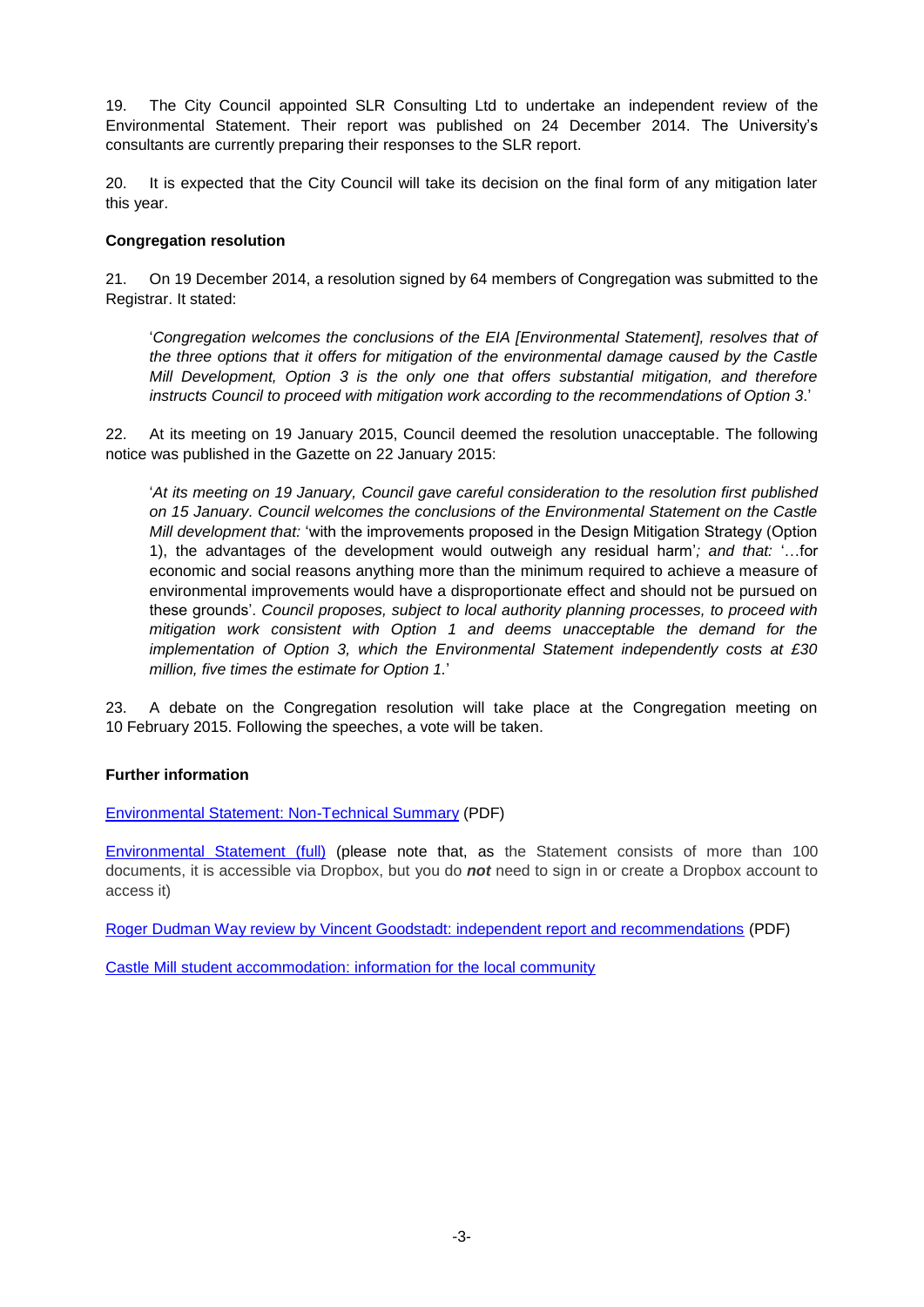19. The City Council appointed SLR Consulting Ltd to undertake an independent review of the Environmental Statement. Their report was published on 24 December 2014. The University's consultants are currently preparing their responses to the SLR report.

20. It is expected that the City Council will take its decision on the final form of any mitigation later this year.

**Congregation resolution**

21. On 19 December 2014, a resolution signed by 64 members of Congregation was submitted to the Registrar. It stated:

> '*Congregation welcomes the conclusions of the EIA [Environmental Statement], resolves that of the three options that it offers for mitigation of the environmental damage caused by the Castle Mill Development, Option 3 is the only one that offers substantial mitigation, and therefore instructs Council to proceed with mitigation work according to the recommendations of Option 3*.'

22. At its meeting on 19 January 2015, Council deemed the resolution unacceptable. The following notice was published in the Gazette on 22 January 2015:

> '*At its meeting on 19 January, Council gave careful consideration to the resolution first published on 15 January. Council welcomes the conclusions of the Environmental Statement on the Castle Mill development that:* 'with the improvements proposed in the Design Mitigation Strategy (Option 1), the advantages of the development would outweigh any residual harm'*; and that:* '…for economic and social reasons anything more than the minimum required to achieve a measure of environmental improvements would have a disproportionate effect and should not be pursued on these grounds'. *Council proposes, subject to local authority planning processes, to proceed with mitigation work consistent with Option 1 and deems unacceptable the demand for the implementation of Option 3, which the Environmental Statement independently costs at £30 million, five times the estimate for Option 1.*'

23. A debate on the Congregation resolution will take place at the Congregation meeting on 10 February 2015. Following the speeches, a vote will be taken.

**Further information**

Environmental Statement: Non-Technical Summary (PDF)

Environmental Statement (full) (please note that, as the Statement consists of more than 100 documents, it is accessible via Dropbox, but you do ***not*** need to sign in or create a Dropbox account to access it)

Roger Dudman Way review by Vincent Goodstadt: independent report and recommendations (PDF)

Castle Mill student accommodation: information for the local community